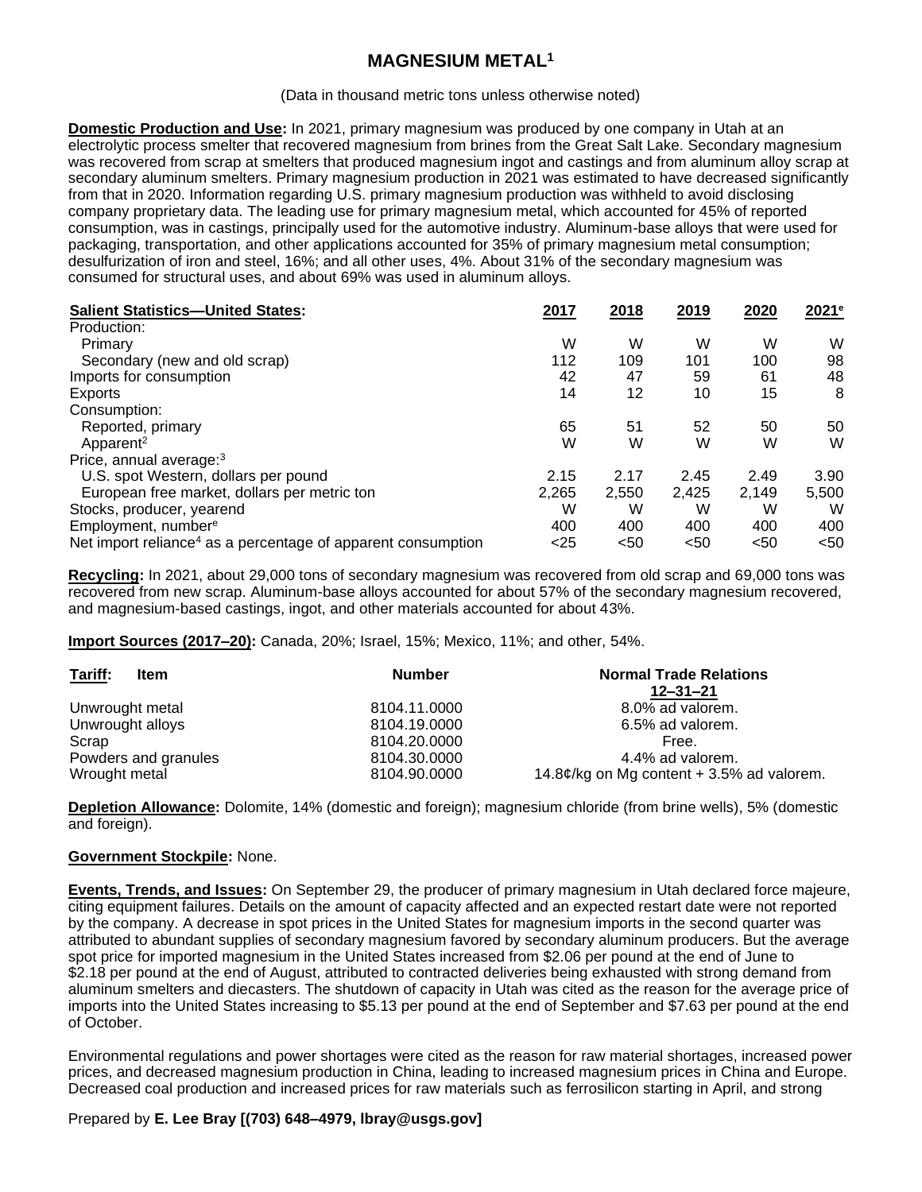# MAGNESIUM METAL[1]

(Data in thousand metric tons unless otherwise noted)

**Domestic Production and Use:** In 2021, primary magnesium was produced by one company in Utah at an electrolytic process smelter that recovered magnesium from brines from the Great Salt Lake. Secondary magnesium was recovered from scrap at smelters that produced magnesium ingot and castings and from aluminum alloy scrap at secondary aluminum smelters. Primary magnesium production in 2021 was estimated to have decreased significantly from that in 2020. Information regarding U.S. primary magnesium production was withheld to avoid disclosing company proprietary data. The leading use for primary magnesium metal, which accounted for 45% of reported consumption, was in castings, principally used for the automotive industry. Aluminum-base alloys that were used for packaging, transportation, and other applications accounted for 35% of primary magnesium metal consumption; desulfurization of iron and steel, 16%; and all other uses, 4%. About 31% of the secondary magnesium was consumed for structural uses, and about 69% was used in aluminum alloys.

| **Salient Statistics—United States:** | 2017 | 2018 | 2019 | 2020 | 2021[e] |
|---|---|---|---|---|---|
| Production: | | | | | |
| Primary | W | W | W | W | W |
| Secondary (new and old scrap) | 112 | 109 | 101 | 100 | 98 |
| Imports for consumption | 42 | 47 | 59 | 61 | 48 |
| Exports | 14 | 12 | 10 | 15 | 8 |
| Consumption: | | | | | |
| Reported, primary | 65 | 51 | 52 | 50 | 50 |
| Apparent[2] | W | W | W | W | W |
| Price, annual average:[3] | | | | | |
| U.S. spot Western, dollars per pound | 2.15 | 2.17 | 2.45 | 2.49 | 3.90 |
| European free market, dollars per metric ton | 2,265 | 2,550 | 2,425 | 2,149 | 5,500 |
| Stocks, producer, yearend | W | W | W | W | W |
| Employment, number[e] | 400 | 400 | 400 | 400 | 400 |
| Net import reliance[4] as a percentage of apparent consumption | <25 | <50 | <50 | <50 | <50 |

**Recycling:** In 2021, about 29,000 tons of secondary magnesium was recovered from old scrap and 69,000 tons was recovered from new scrap. Aluminum-base alloys accounted for about 57% of the secondary magnesium recovered, and magnesium-based castings, ingot, and other materials accounted for about 43%.

**Import Sources (2017–20):** Canada, 20%; Israel, 15%; Mexico, 11%; and other, 54%.

| **Tariff:** Item | Number | Normal Trade Relations 12–31–21 |
|---|---|---|
| Unwrought metal | 8104.11.0000 | 8.0% ad valorem. |
| Unwrought alloys | 8104.19.0000 | 6.5% ad valorem. |
| Scrap | 8104.20.0000 | Free. |
| Powders and granules | 8104.30.0000 | 4.4% ad valorem. |
| Wrought metal | 8104.90.0000 | 14.8¢/kg on Mg content + 3.5% ad valorem. |

**Depletion Allowance:** Dolomite, 14% (domestic and foreign); magnesium chloride (from brine wells), 5% (domestic and foreign).

**Government Stockpile:** None.

**Events, Trends, and Issues:** On September 29, the producer of primary magnesium in Utah declared force majeure, citing equipment failures. Details on the amount of capacity affected and an expected restart date were not reported by the company. A decrease in spot prices in the United States for magnesium imports in the second quarter was attributed to abundant supplies of secondary magnesium favored by secondary aluminum producers. But the average spot price for imported magnesium in the United States increased from $2.06 per pound at the end of June to $2.18 per pound at the end of August, attributed to contracted deliveries being exhausted with strong demand from aluminum smelters and diecasters. The shutdown of capacity in Utah was cited as the reason for the average price of imports into the United States increasing to $5.13 per pound at the end of September and $7.63 per pound at the end of October.

Environmental regulations and power shortages were cited as the reason for raw material shortages, increased power prices, and decreased magnesium production in China, leading to increased magnesium prices in China and Europe. Decreased coal production and increased prices for raw materials such as ferrosilicon starting in April, and strong

Prepared by **E. Lee Bray [(703) 648–4979, lbray@usgs.gov]**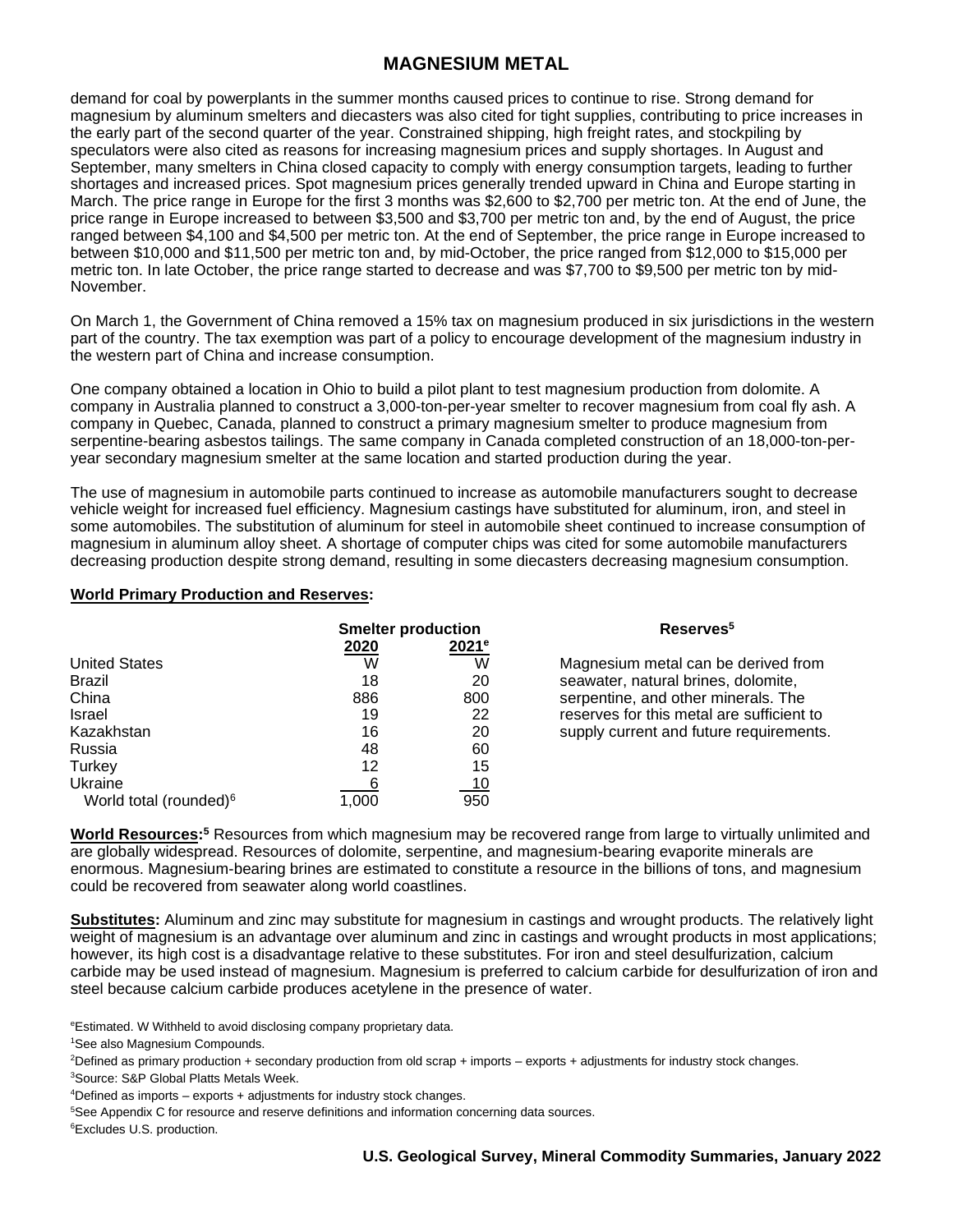# MAGNESIUM METAL

demand for coal by powerplants in the summer months caused prices to continue to rise. Strong demand for magnesium by aluminum smelters and diecasters was also cited for tight supplies, contributing to price increases in the early part of the second quarter of the year. Constrained shipping, high freight rates, and stockpiling by speculators were also cited as reasons for increasing magnesium prices and supply shortages. In August and September, many smelters in China closed capacity to comply with energy consumption targets, leading to further shortages and increased prices. Spot magnesium prices generally trended upward in China and Europe starting in March. The price range in Europe for the first 3 months was $2,600 to $2,700 per metric ton. At the end of June, the price range in Europe increased to between $3,500 and $3,700 per metric ton and, by the end of August, the price ranged between $4,100 and $4,500 per metric ton. At the end of September, the price range in Europe increased to between $10,000 and $11,500 per metric ton and, by mid-October, the price ranged from $12,000 to $15,000 per metric ton. In late October, the price range started to decrease and was $7,700 to $9,500 per metric ton by mid-November.

On March 1, the Government of China removed a 15% tax on magnesium produced in six jurisdictions in the western part of the country. The tax exemption was part of a policy to encourage development of the magnesium industry in the western part of China and increase consumption.

One company obtained a location in Ohio to build a pilot plant to test magnesium production from dolomite. A company in Australia planned to construct a 3,000-ton-per-year smelter to recover magnesium from coal fly ash. A company in Quebec, Canada, planned to construct a primary magnesium smelter to produce magnesium from serpentine-bearing asbestos tailings. The same company in Canada completed construction of an 18,000-ton-per-year secondary magnesium smelter at the same location and started production during the year.

The use of magnesium in automobile parts continued to increase as automobile manufacturers sought to decrease vehicle weight for increased fuel efficiency. Magnesium castings have substituted for aluminum, iron, and steel in some automobiles. The substitution of aluminum for steel in automobile sheet continued to increase consumption of magnesium in aluminum alloy sheet. A shortage of computer chips was cited for some automobile manufacturers decreasing production despite strong demand, resulting in some diecasters decreasing magnesium consumption.

**World Primary Production and Reserves:**

| | Smelter production | |
|---|---|---|
| | 2020 | 2021[e] |
| United States | W | W |
| Brazil | 18 | 20 |
| China | 886 | 800 |
| Israel | 19 | 22 |
| Kazakhstan | 16 | 20 |
| Russia | 48 | 60 |
| Turkey | 12 | 15 |
| Ukraine | 6 | 10 |
| World total (rounded)[6] | 1,000 | 950 |

**Reserves[5]**

Magnesium metal can be derived from seawater, natural brines, dolomite, serpentine, and other minerals. The reserves for this metal are sufficient to supply current and future requirements.

**World Resources:[5]** Resources from which magnesium may be recovered range from large to virtually unlimited and are globally widespread. Resources of dolomite, serpentine, and magnesium-bearing evaporite minerals are enormous. Magnesium-bearing brines are estimated to constitute a resource in the billions of tons, and magnesium could be recovered from seawater along world coastlines.

**Substitutes:** Aluminum and zinc may substitute for magnesium in castings and wrought products. The relatively light weight of magnesium is an advantage over aluminum and zinc in castings and wrought products in most applications; however, its high cost is a disadvantage relative to these substitutes. For iron and steel desulfurization, calcium carbide may be used instead of magnesium. Magnesium is preferred to calcium carbide for desulfurization of iron and steel because calcium carbide produces acetylene in the presence of water.

[e]Estimated. W Withheld to avoid disclosing company proprietary data.
[1]See also Magnesium Compounds.
[2]Defined as primary production + secondary production from old scrap + imports – exports + adjustments for industry stock changes.
[3]Source: S&P Global Platts Metals Week.
[4]Defined as imports – exports + adjustments for industry stock changes.
[5]See Appendix C for resource and reserve definitions and information concerning data sources.
[6]Excludes U.S. production.